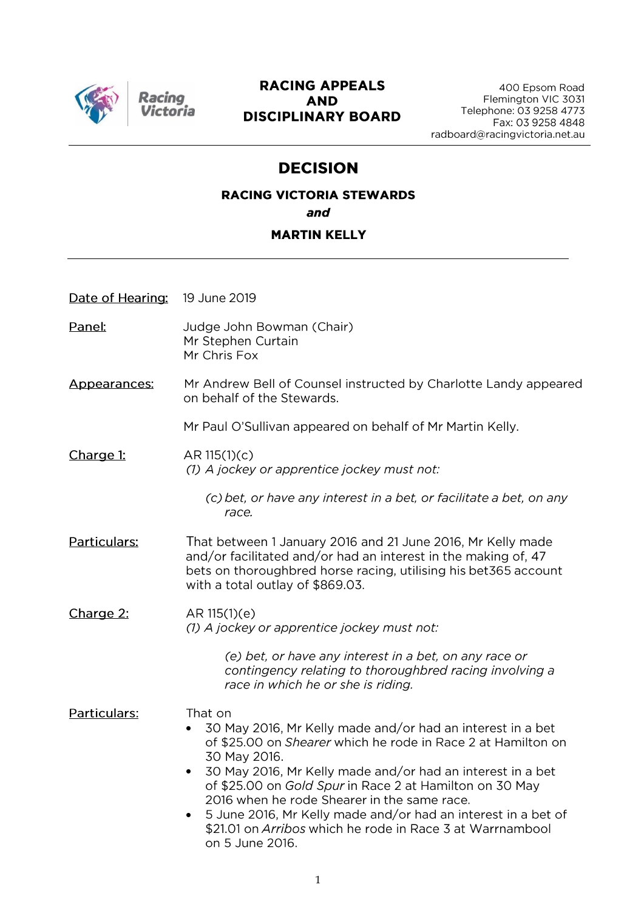Racing Victoria

**RACING APPEALS AND DISCIPLINARY BOARD**

400 Epsom Road
Flemington VIC 3031
Telephone: 03 9258 4773
Fax: 03 9258 4848
radboard@racingvictoria.net.au

# DECISION

### RACING VICTORIA STEWARDS

***and***

### MARTIN KELLY

**Date of Hearing:** 19 June 2019

**Panel:** Judge John Bowman (Chair)
Mr Stephen Curtain
Mr Chris Fox

**Appearances:** Mr Andrew Bell of Counsel instructed by Charlotte Landy appeared on behalf of the Stewards.

Mr Paul O'Sullivan appeared on behalf of Mr Martin Kelly.

**Charge 1:** AR 115(1)(c)
*(1) A jockey or apprentice jockey must not:*

*(c) bet, or have any interest in a bet, or facilitate a bet, on any race.*

**Particulars:** That between 1 January 2016 and 21 June 2016, Mr Kelly made and/or facilitated and/or had an interest in the making of, 47 bets on thoroughbred horse racing, utilising his bet365 account with a total outlay of $869.03.

**Charge 2:** AR 115(1)(e)
*(1) A jockey or apprentice jockey must not:*

*(e) bet, or have any interest in a bet, on any race or contingency relating to thoroughbred racing involving a race in which he or she is riding.*

**Particulars:** That on

- 30 May 2016, Mr Kelly made and/or had an interest in a bet of $25.00 on *Shearer* which he rode in Race 2 at Hamilton on 30 May 2016.
- 30 May 2016, Mr Kelly made and/or had an interest in a bet of $25.00 on *Gold Spur* in Race 2 at Hamilton on 30 May 2016 when he rode Shearer in the same race.
- 5 June 2016, Mr Kelly made and/or had an interest in a bet of $21.01 on *Arribos* which he rode in Race 3 at Warrnambool on 5 June 2016.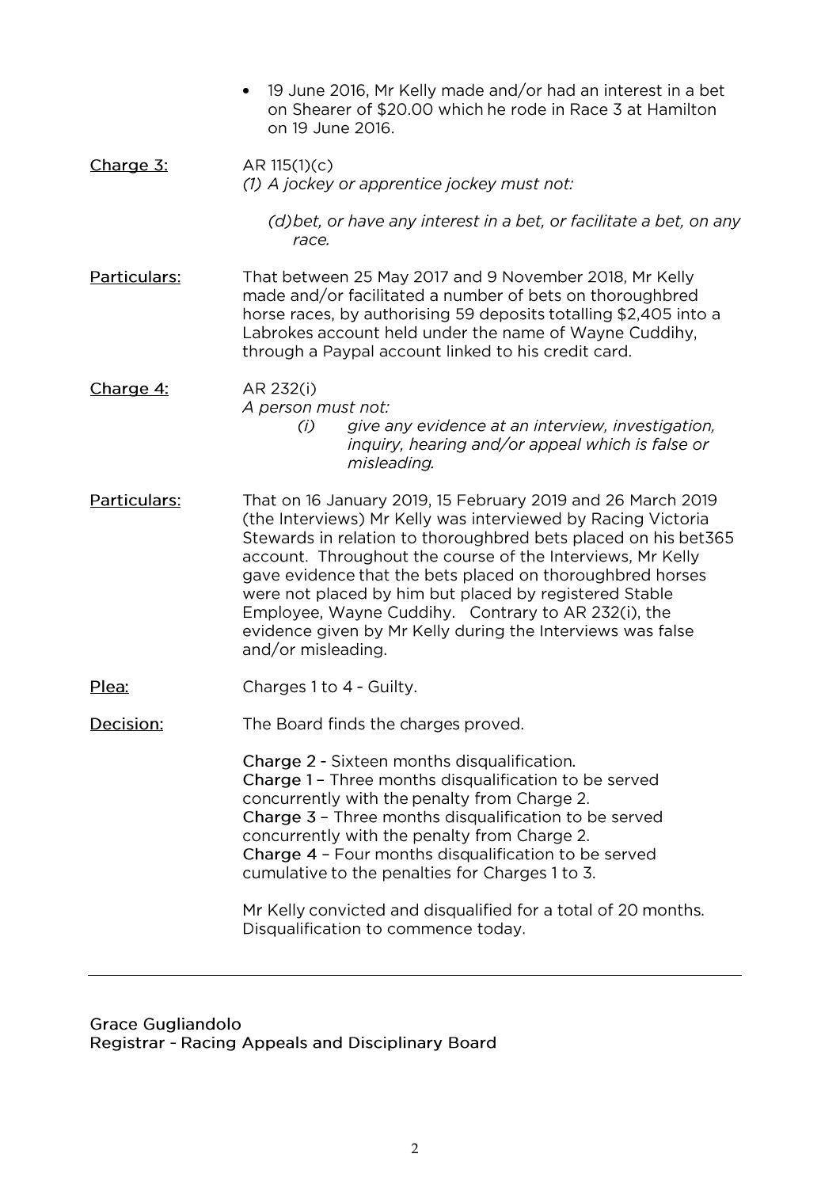- 19 June 2016, Mr Kelly made and/or had an interest in a bet on Shearer of $20.00 which he rode in Race 3 at Hamilton on 19 June 2016.

<u>Charge 3:</u> AR 115(1)(c)

*(1) A jockey or apprentice jockey must not:*

*(d) bet, or have any interest in a bet, or facilitate a bet, on any race.*

<u>Particulars:</u> That between 25 May 2017 and 9 November 2018, Mr Kelly made and/or facilitated a number of bets on thoroughbred horse races, by authorising 59 deposits totalling $2,405 into a Labrokes account held under the name of Wayne Cuddihy, through a Paypal account linked to his credit card.

<u>Charge 4:</u> AR 232(i)

*A person must not:*

*(i) give any evidence at an interview, investigation, inquiry, hearing and/or appeal which is false or misleading.*

<u>Particulars:</u> That on 16 January 2019, 15 February 2019 and 26 March 2019 (the Interviews) Mr Kelly was interviewed by Racing Victoria Stewards in relation to thoroughbred bets placed on his bet365 account. Throughout the course of the Interviews, Mr Kelly gave evidence that the bets placed on thoroughbred horses were not placed by him but placed by registered Stable Employee, Wayne Cuddihy. Contrary to AR 232(i), the evidence given by Mr Kelly during the Interviews was false and/or misleading.

<u>Plea:</u> Charges 1 to 4 - Guilty.

<u>Decision:</u> The Board finds the charges proved.

Charge 2 - Sixteen months disqualification.
Charge 1 – Three months disqualification to be served concurrently with the penalty from Charge 2.
Charge 3 – Three months disqualification to be served concurrently with the penalty from Charge 2.
Charge 4 – Four months disqualification to be served cumulative to the penalties for Charges 1 to 3.

Mr Kelly convicted and disqualified for a total of 20 months. Disqualification to commence today.

---

Grace Gugliandolo
Registrar - Racing Appeals and Disciplinary Board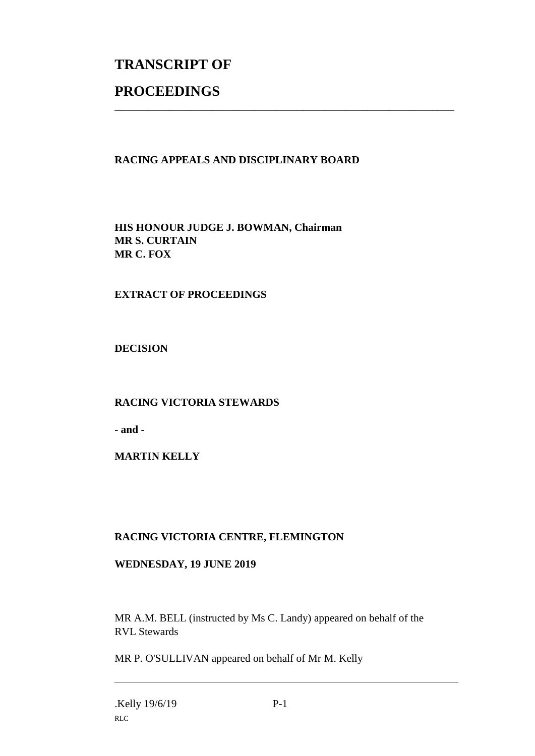# TRANSCRIPT OF

# PROCEEDINGS

---

**RACING APPEALS AND DISCIPLINARY BOARD**

**HIS HONOUR JUDGE J. BOWMAN, Chairman**
**MR S. CURTAIN**
**MR C. FOX**

**EXTRACT OF PROCEEDINGS**

**DECISION**

**RACING VICTORIA STEWARDS**

**- and -**

**MARTIN KELLY**

**RACING VICTORIA CENTRE, FLEMINGTON**

**WEDNESDAY, 19 JUNE 2019**

MR A.M. BELL (instructed by Ms C. Landy) appeared on behalf of the RVL Stewards

MR P. O'SULLIVAN appeared on behalf of Mr M. Kelly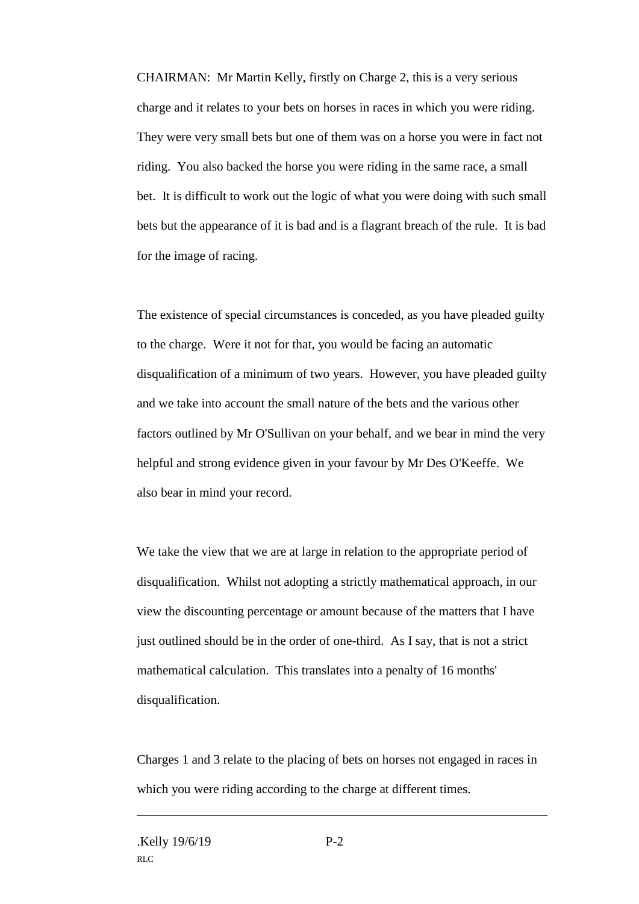CHAIRMAN: Mr Martin Kelly, firstly on Charge 2, this is a very serious charge and it relates to your bets on horses in races in which you were riding. They were very small bets but one of them was on a horse you were in fact not riding. You also backed the horse you were riding in the same race, a small bet. It is difficult to work out the logic of what you were doing with such small bets but the appearance of it is bad and is a flagrant breach of the rule. It is bad for the image of racing.

The existence of special circumstances is conceded, as you have pleaded guilty to the charge. Were it not for that, you would be facing an automatic disqualification of a minimum of two years. However, you have pleaded guilty and we take into account the small nature of the bets and the various other factors outlined by Mr O'Sullivan on your behalf, and we bear in mind the very helpful and strong evidence given in your favour by Mr Des O'Keeffe. We also bear in mind your record.

We take the view that we are at large in relation to the appropriate period of disqualification. Whilst not adopting a strictly mathematical approach, in our view the discounting percentage or amount because of the matters that I have just outlined should be in the order of one-third. As I say, that is not a strict mathematical calculation. This translates into a penalty of 16 months' disqualification.

Charges 1 and 3 relate to the placing of bets on horses not engaged in races in which you were riding according to the charge at different times.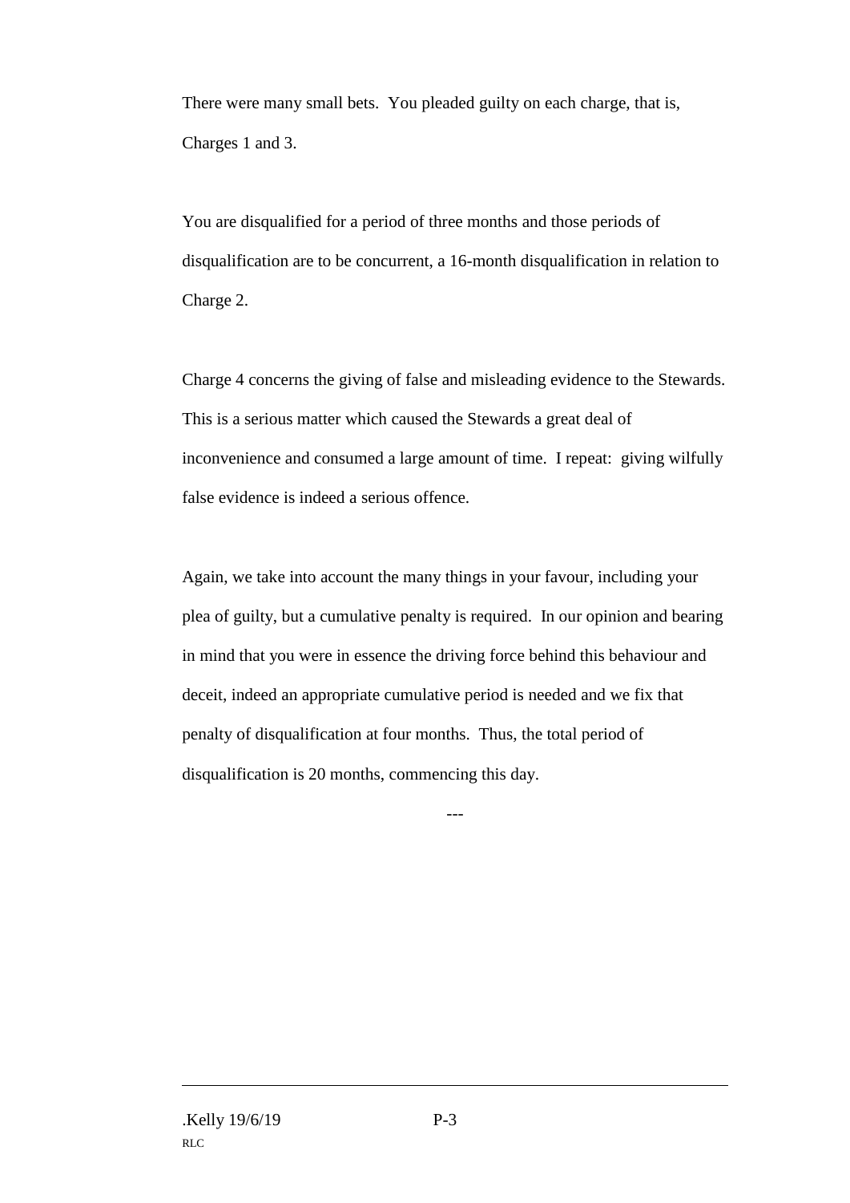There were many small bets. You pleaded guilty on each charge, that is, Charges 1 and 3.

You are disqualified for a period of three months and those periods of disqualification are to be concurrent, a 16-month disqualification in relation to Charge 2.

Charge 4 concerns the giving of false and misleading evidence to the Stewards. This is a serious matter which caused the Stewards a great deal of inconvenience and consumed a large amount of time. I repeat: giving wilfully false evidence is indeed a serious offence.

Again, we take into account the many things in your favour, including your plea of guilty, but a cumulative penalty is required. In our opinion and bearing in mind that you were in essence the driving force behind this behaviour and deceit, indeed an appropriate cumulative period is needed and we fix that penalty of disqualification at four months. Thus, the total period of disqualification is 20 months, commencing this day.

---